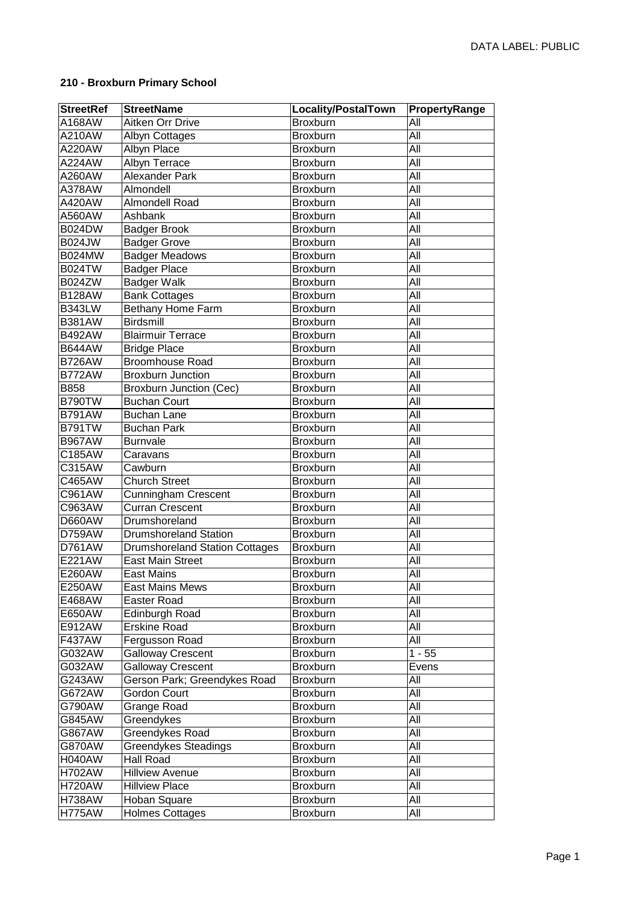DATA LABEL: PUBLIC

**210 - Broxburn Primary School**

| StreetRef | StreetName | Locality/PostalTown | PropertyRange |
|---|---|---|---|
| A168AW | Aitken Orr Drive | Broxburn | All |
| A210AW | Albyn Cottages | Broxburn | All |
| A220AW | Albyn Place | Broxburn | All |
| A224AW | Albyn Terrace | Broxburn | All |
| A260AW | Alexander Park | Broxburn | All |
| A378AW | Almondell | Broxburn | All |
| A420AW | Almondell Road | Broxburn | All |
| A560AW | Ashbank | Broxburn | All |
| B024DW | Badger Brook | Broxburn | All |
| B024JW | Badger Grove | Broxburn | All |
| B024MW | Badger Meadows | Broxburn | All |
| B024TW | Badger Place | Broxburn | All |
| B024ZW | Badger Walk | Broxburn | All |
| B128AW | Bank Cottages | Broxburn | All |
| B343LW | Bethany Home Farm | Broxburn | All |
| B381AW | Birdsmill | Broxburn | All |
| B492AW | Blairmuir Terrace | Broxburn | All |
| B644AW | Bridge Place | Broxburn | All |
| B726AW | Broomhouse Road | Broxburn | All |
| B772AW | Broxburn Junction | Broxburn | All |
| B858 | Broxburn Junction (Cec) | Broxburn | All |
| B790TW | Buchan Court | Broxburn | All |
| B791AW | Buchan Lane | Broxburn | All |
| B791TW | Buchan Park | Broxburn | All |
| B967AW | Burnvale | Broxburn | All |
| C185AW | Caravans | Broxburn | All |
| C315AW | Cawburn | Broxburn | All |
| C465AW | Church Street | Broxburn | All |
| C961AW | Cunningham Crescent | Broxburn | All |
| C963AW | Curran Crescent | Broxburn | All |
| D660AW | Drumshoreland | Broxburn | All |
| D759AW | Drumshoreland Station | Broxburn | All |
| D761AW | Drumshoreland Station Cottages | Broxburn | All |
| E221AW | East Main Street | Broxburn | All |
| E260AW | East Mains | Broxburn | All |
| E250AW | East Mains Mews | Broxburn | All |
| E468AW | Easter Road | Broxburn | All |
| E650AW | Edinburgh Road | Broxburn | All |
| E912AW | Erskine Road | Broxburn | All |
| F437AW | Fergusson Road | Broxburn | All |
| G032AW | Galloway Crescent | Broxburn | 1 - 55 |
| G032AW | Galloway Crescent | Broxburn | Evens |
| G243AW | Gerson Park; Greendykes Road | Broxburn | All |
| G672AW | Gordon Court | Broxburn | All |
| G790AW | Grange Road | Broxburn | All |
| G845AW | Greendykes | Broxburn | All |
| G867AW | Greendykes Road | Broxburn | All |
| G870AW | Greendykes Steadings | Broxburn | All |
| H040AW | Hall Road | Broxburn | All |
| H702AW | Hillview Avenue | Broxburn | All |
| H720AW | Hillview Place | Broxburn | All |
| H738AW | Hoban Square | Broxburn | All |
| H775AW | Holmes Cottages | Broxburn | All |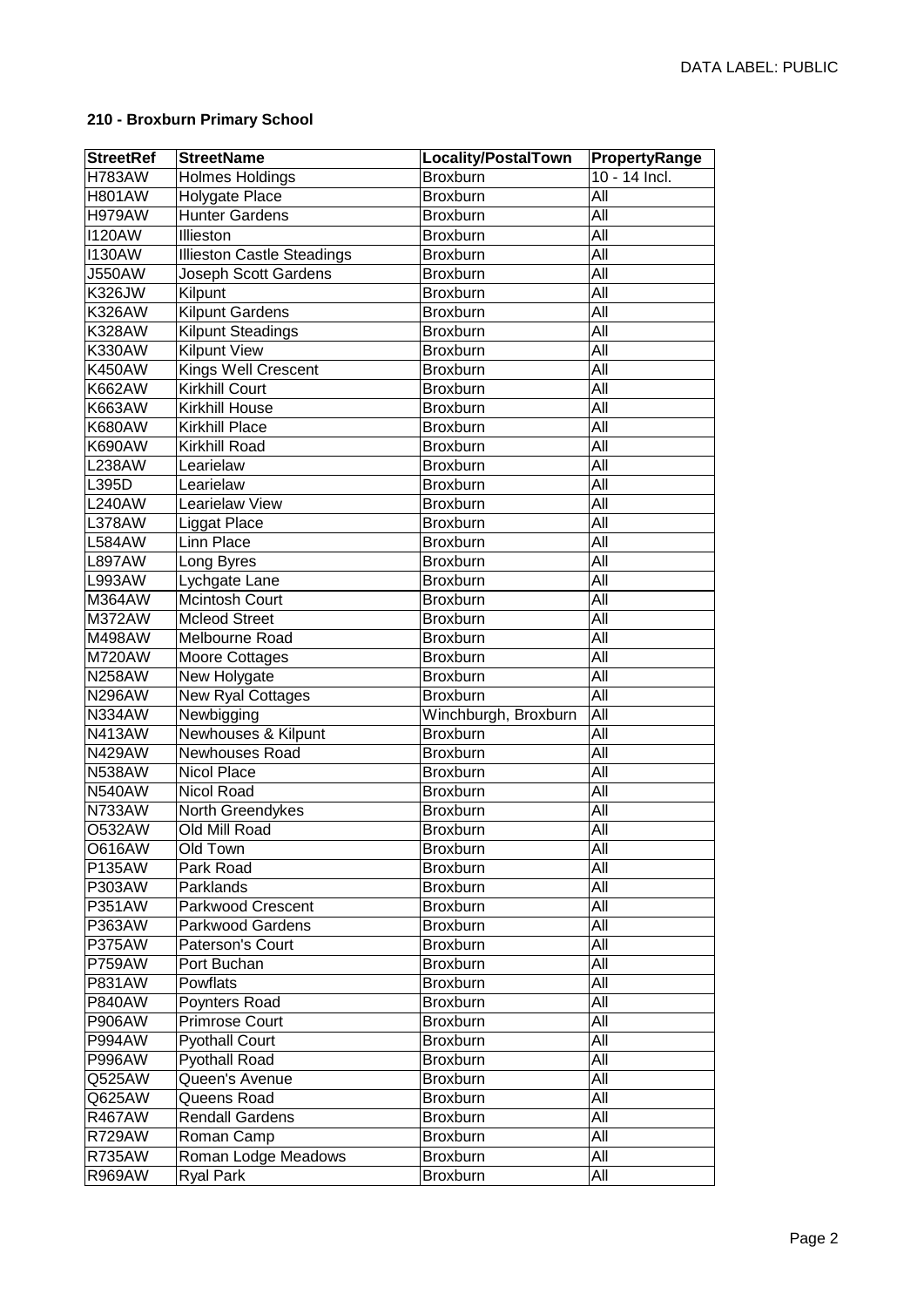**210 - Broxburn Primary School**

| StreetRef | StreetName | Locality/PostalTown | PropertyRange |
|---|---|---|---|
| H783AW | Holmes Holdings | Broxburn | 10 - 14 Incl. |
| H801AW | Holygate Place | Broxburn | All |
| H979AW | Hunter Gardens | Broxburn | All |
| I120AW | Illieston | Broxburn | All |
| I130AW | Illieston Castle Steadings | Broxburn | All |
| J550AW | Joseph Scott Gardens | Broxburn | All |
| K326JW | Kilpunt | Broxburn | All |
| K326AW | Kilpunt Gardens | Broxburn | All |
| K328AW | Kilpunt Steadings | Broxburn | All |
| K330AW | Kilpunt View | Broxburn | All |
| K450AW | Kings Well Crescent | Broxburn | All |
| K662AW | Kirkhill Court | Broxburn | All |
| K663AW | Kirkhill House | Broxburn | All |
| K680AW | Kirkhill Place | Broxburn | All |
| K690AW | Kirkhill Road | Broxburn | All |
| L238AW | Learielaw | Broxburn | All |
| L395D | Learielaw | Broxburn | All |
| L240AW | Learielaw View | Broxburn | All |
| L378AW | Liggat Place | Broxburn | All |
| L584AW | Linn Place | Broxburn | All |
| L897AW | Long Byres | Broxburn | All |
| L993AW | Lychgate Lane | Broxburn | All |
| M364AW | Mcintosh Court | Broxburn | All |
| M372AW | Mcleod Street | Broxburn | All |
| M498AW | Melbourne Road | Broxburn | All |
| M720AW | Moore Cottages | Broxburn | All |
| N258AW | New Holygate | Broxburn | All |
| N296AW | New Ryal Cottages | Broxburn | All |
| N334AW | Newbigging | Winchburgh, Broxburn | All |
| N413AW | Newhouses & Kilpunt | Broxburn | All |
| N429AW | Newhouses Road | Broxburn | All |
| N538AW | Nicol Place | Broxburn | All |
| N540AW | Nicol Road | Broxburn | All |
| N733AW | North Greendykes | Broxburn | All |
| O532AW | Old Mill Road | Broxburn | All |
| O616AW | Old Town | Broxburn | All |
| P135AW | Park Road | Broxburn | All |
| P303AW | Parklands | Broxburn | All |
| P351AW | Parkwood Crescent | Broxburn | All |
| P363AW | Parkwood Gardens | Broxburn | All |
| P375AW | Paterson's Court | Broxburn | All |
| P759AW | Port Buchan | Broxburn | All |
| P831AW | Powflats | Broxburn | All |
| P840AW | Poynters Road | Broxburn | All |
| P906AW | Primrose Court | Broxburn | All |
| P994AW | Pyothall Court | Broxburn | All |
| P996AW | Pyothall Road | Broxburn | All |
| Q525AW | Queen's Avenue | Broxburn | All |
| Q625AW | Queens Road | Broxburn | All |
| R467AW | Rendall Gardens | Broxburn | All |
| R729AW | Roman Camp | Broxburn | All |
| R735AW | Roman Lodge Meadows | Broxburn | All |
| R969AW | Ryal Park | Broxburn | All |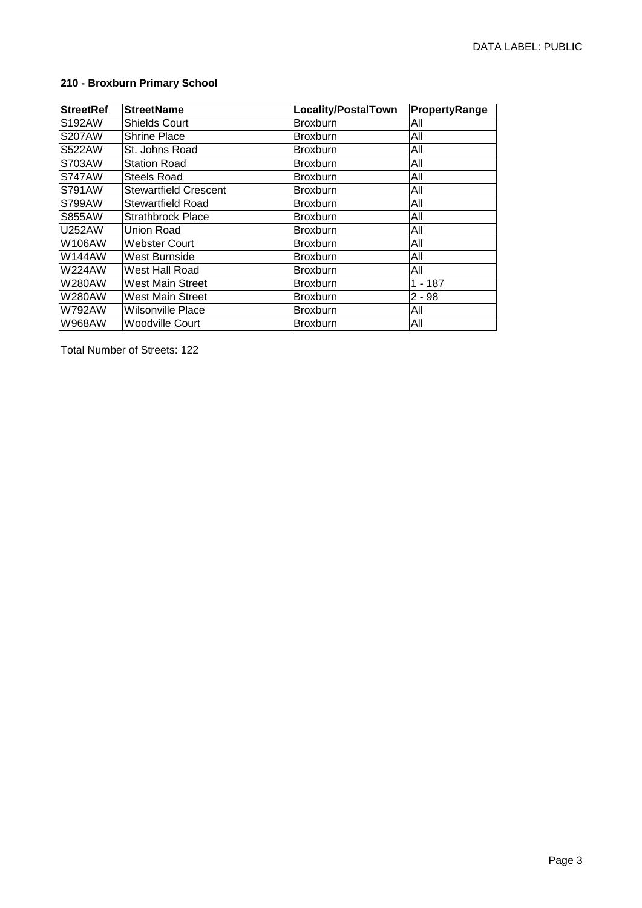**210 - Broxburn Primary School**

| StreetRef | StreetName | Locality/PostalTown | PropertyRange |
|---|---|---|---|
| S192AW | Shields Court | Broxburn | All |
| S207AW | Shrine Place | Broxburn | All |
| S522AW | St. Johns Road | Broxburn | All |
| S703AW | Station Road | Broxburn | All |
| S747AW | Steels Road | Broxburn | All |
| S791AW | Stewartfield Crescent | Broxburn | All |
| S799AW | Stewartfield Road | Broxburn | All |
| S855AW | Strathbrock Place | Broxburn | All |
| U252AW | Union Road | Broxburn | All |
| W106AW | Webster Court | Broxburn | All |
| W144AW | West Burnside | Broxburn | All |
| W224AW | West Hall Road | Broxburn | All |
| W280AW | West Main Street | Broxburn | 1 - 187 |
| W280AW | West Main Street | Broxburn | 2 - 98 |
| W792AW | Wilsonville Place | Broxburn | All |
| W968AW | Woodville Court | Broxburn | All |

Total Number of Streets: 122